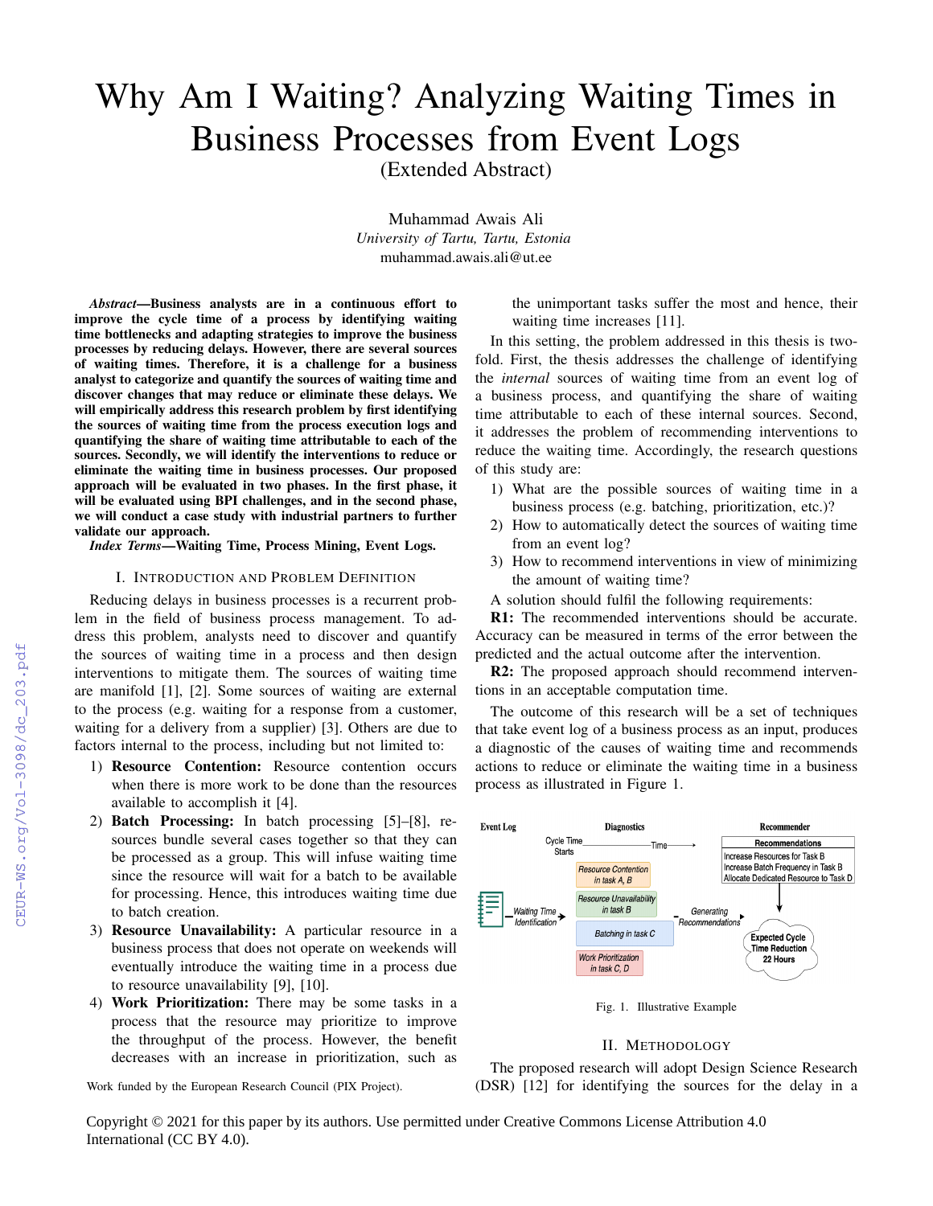# Why Am I Waiting? Analyzing Waiting Times in Business Processes from Event Logs

(Extended Abstract)

Muhammad Awais Ali
*University of Tartu, Tartu, Estonia*
muhammad.awais.ali@ut.ee

***Abstract*—Business analysts are in a continuous effort to improve the cycle time of a process by identifying waiting time bottlenecks and adapting strategies to improve the business processes by reducing delays. However, there are several sources of waiting times. Therefore, it is a challenge for a business analyst to categorize and quantify the sources of waiting time and discover changes that may reduce or eliminate these delays. We will empirically address this research problem by first identifying the sources of waiting time from the process execution logs and quantifying the share of waiting time attributable to each of the sources. Secondly, we will identify the interventions to reduce or eliminate the waiting time in business processes. Our proposed approach will be evaluated in two phases. In the first phase, it will be evaluated using BPI challenges, and in the second phase, we will conduct a case study with industrial partners to further validate our approach.**

***Index Terms*—Waiting Time, Process Mining, Event Logs.**

## I. Introduction and Problem Definition

Reducing delays in business processes is a recurrent problem in the field of business process management. To address this problem, analysts need to discover and quantify the sources of waiting time in a process and then design interventions to mitigate them. The sources of waiting time are manifold [1], [2]. Some sources of waiting are external to the process (e.g. waiting for a response from a customer, waiting for a delivery from a supplier) [3]. Others are due to factors internal to the process, including but not limited to:

1) **Resource Contention:** Resource contention occurs when there is more work to be done than the resources available to accomplish it [4].
2) **Batch Processing:** In batch processing [5]–[8], resources bundle several cases together so that they can be processed as a group. This will infuse waiting time since the resource will wait for a batch to be available for processing. Hence, this introduces waiting time due to batch creation.
3) **Resource Unavailability:** A particular resource in a business process that does not operate on weekends will eventually introduce the waiting time in a process due to resource unavailability [9], [10].
4) **Work Prioritization:** There may be some tasks in a process that the resource may prioritize to improve the throughput of the process. However, the benefit decreases with an increase in prioritization, such as the unimportant tasks suffer the most and hence, their waiting time increases [11].

In this setting, the problem addressed in this thesis is two-fold. First, the thesis addresses the challenge of identifying the *internal* sources of waiting time from an event log of a business process, and quantifying the share of waiting time attributable to each of these internal sources. Second, it addresses the problem of recommending interventions to reduce the waiting time. Accordingly, the research questions of this study are:

1) What are the possible sources of waiting time in a business process (e.g. batching, prioritization, etc.)?
2) How to automatically detect the sources of waiting time from an event log?
3) How to recommend interventions in view of minimizing the amount of waiting time?

A solution should fulfil the following requirements:

**R1:** The recommended interventions should be accurate. Accuracy can be measured in terms of the error between the predicted and the actual outcome after the intervention.

**R2:** The proposed approach should recommend interventions in an acceptable computation time.

The outcome of this research will be a set of techniques that take event log of a business process as an input, produces a diagnostic of the causes of waiting time and recommends actions to reduce or eliminate the waiting time in a business process as illustrated in Figure 1.

Fig. 1. Illustrative Example

## II. Methodology

The proposed research will adopt Design Science Research (DSR) [12] for identifying the sources for the delay in a

Work funded by the European Research Council (PIX Project).

Copyright © 2021 for this paper by its authors. Use permitted under Creative Commons License Attribution 4.0 International (CC BY 4.0).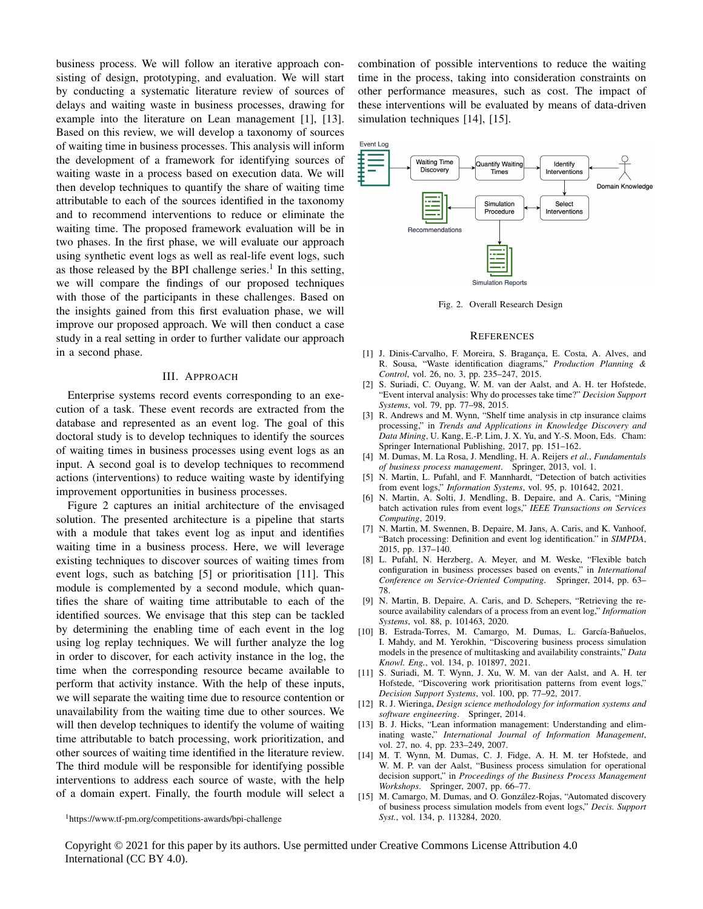business process. We will follow an iterative approach consisting of design, prototyping, and evaluation. We will start by conducting a systematic literature review of sources of delays and waiting waste in business processes, drawing for example into the literature on Lean management [1], [13]. Based on this review, we will develop a taxonomy of sources of waiting time in business processes. This analysis will inform the development of a framework for identifying sources of waiting waste in a process based on execution data. We will then develop techniques to quantify the share of waiting time attributable to each of the sources identified in the taxonomy and to recommend interventions to reduce or eliminate the waiting time. The proposed framework evaluation will be in two phases. In the first phase, we will evaluate our approach using synthetic event logs as well as real-life event logs, such as those released by the BPI challenge series.[1] In this setting, we will compare the findings of our proposed techniques with those of the participants in these challenges. Based on the insights gained from this first evaluation phase, we will improve our proposed approach. We will then conduct a case study in a real setting in order to further validate our approach in a second phase.

## III. Approach

Enterprise systems record events corresponding to an execution of a task. These event records are extracted from the database and represented as an event log. The goal of this doctoral study is to develop techniques to identify the sources of waiting times in business processes using event logs as an input. A second goal is to develop techniques to recommend actions (interventions) to reduce waiting waste by identifying improvement opportunities in business processes.

Figure 2 captures an initial architecture of the envisaged solution. The presented architecture is a pipeline that starts with a module that takes event log as input and identifies waiting time in a business process. Here, we will leverage existing techniques to discover sources of waiting times from event logs, such as batching [5] or prioritisation [11]. This module is complemented by a second module, which quantifies the share of waiting time attributable to each of the identified sources. We envisage that this step can be tackled by determining the enabling time of each event in the log using log replay techniques. We will further analyze the log in order to discover, for each activity instance in the log, the time when the corresponding resource became available to perform that activity instance. With the help of these inputs, we will separate the waiting time due to resource contention or unavailability from the waiting time due to other sources. We will then develop techniques to identify the volume of waiting time attributable to batch processing, work prioritization, and other sources of waiting time identified in the literature review. The third module will be responsible for identifying possible interventions to address each source of waste, with the help of a domain expert. Finally, the fourth module will select a combination of possible interventions to reduce the waiting time in the process, taking into consideration constraints on other performance measures, such as cost. The impact of these interventions will be evaluated by means of data-driven simulation techniques [14], [15].

[1] https://www.tf-pm.org/competitions-awards/bpi-challenge

Event Log
Waiting Time Discovery
Quantify Waiting Times
Identify Interventions
Domain Knowledge
Recommendations
Simulation Procedure
Select Interventions
Simulation Reports

Fig. 2. Overall Research Design

## References

[1] J. Dinis-Carvalho, F. Moreira, S. Bragança, E. Costa, A. Alves, and R. Sousa, "Waste identification diagrams," *Production Planning & Control*, vol. 26, no. 3, pp. 235–247, 2015.

[2] S. Suriadi, C. Ouyang, W. M. van der Aalst, and A. H. ter Hofstede, "Event interval analysis: Why do processes take time?" *Decision Support Systems*, vol. 79, pp. 77–98, 2015.

[3] R. Andrews and M. Wynn, "Shelf time analysis in ctp insurance claims processing," in *Trends and Applications in Knowledge Discovery and Data Mining*, U. Kang, E.-P. Lim, J. X. Yu, and Y.-S. Moon, Eds. Cham: Springer International Publishing, 2017, pp. 151–162.

[4] M. Dumas, M. La Rosa, J. Mendling, H. A. Reijers *et al.*, *Fundamentals of business process management*. Springer, 2013, vol. 1.

[5] N. Martin, L. Pufahl, and F. Mannhardt, "Detection of batch activities from event logs," *Information Systems*, vol. 95, p. 101642, 2021.

[6] N. Martin, A. Solti, J. Mendling, B. Depaire, and A. Caris, "Mining batch activation rules from event logs," *IEEE Transactions on Services Computing*, 2019.

[7] N. Martin, M. Swennen, B. Depaire, M. Jans, A. Caris, and K. Vanhoof, "Batch processing: Definition and event log identification." in *SIMPDA*, 2015, pp. 137–140.

[8] L. Pufahl, N. Herzberg, A. Meyer, and M. Weske, "Flexible batch configuration in business processes based on events," in *International Conference on Service-Oriented Computing*. Springer, 2014, pp. 63–78.

[9] N. Martin, B. Depaire, A. Caris, and D. Schepers, "Retrieving the resource availability calendars of a process from an event log," *Information Systems*, vol. 88, p. 101463, 2020.

[10] B. Estrada-Torres, M. Camargo, M. Dumas, L. García-Bañuelos, I. Mahdy, and M. Yerokhin, "Discovering business process simulation models in the presence of multitasking and availability constraints," *Data Knowl. Eng.*, vol. 134, p. 101897, 2021.

[11] S. Suriadi, M. T. Wynn, J. Xu, W. M. van der Aalst, and A. H. ter Hofstede, "Discovering work prioritisation patterns from event logs," *Decision Support Systems*, vol. 100, pp. 77–92, 2017.

[12] R. J. Wieringa, *Design science methodology for information systems and software engineering*. Springer, 2014.

[13] B. J. Hicks, "Lean information management: Understanding and eliminating waste," *International Journal of Information Management*, vol. 27, no. 4, pp. 233–249, 2007.

[14] M. T. Wynn, M. Dumas, C. J. Fidge, A. H. M. ter Hofstede, and W. M. P. van der Aalst, "Business process simulation for operational decision support," in *Proceedings of the Business Process Management Workshops*. Springer, 2007, pp. 66–77.

[15] M. Camargo, M. Dumas, and O. González-Rojas, "Automated discovery of business process simulation models from event logs," *Decis. Support Syst.*, vol. 134, p. 113284, 2020.

Copyright © 2021 for this paper by its authors. Use permitted under Creative Commons License Attribution 4.0 International (CC BY 4.0).